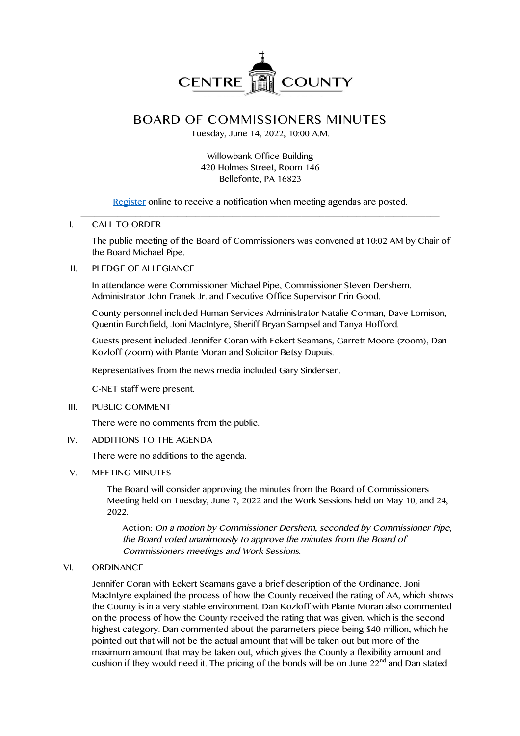CENTRE COUNTY

# BOARD OF COMMISSIONERS MINUTES

Tuesday, June 14, 2022, 10:00 A.M.

Willowbank Office Building
420 Holmes Street, Room 146
Bellefonte, PA 16823

Register online to receive a notification when meeting agendas are posted.

---

I. CALL TO ORDER

The public meeting of the Board of Commissioners was convened at 10:02 AM by Chair of the Board Michael Pipe.

II. PLEDGE OF ALLEGIANCE

In attendance were Commissioner Michael Pipe, Commissioner Steven Dershem, Administrator John Franek Jr. and Executive Office Supervisor Erin Good.

County personnel included Human Services Administrator Natalie Corman, Dave Lomison, Quentin Burchfield, Joni MacIntyre, Sheriff Bryan Sampsel and Tanya Hofford.

Guests present included Jennifer Coran with Eckert Seamans, Garrett Moore (zoom), Dan Kozloff (zoom) with Plante Moran and Solicitor Betsy Dupuis.

Representatives from the news media included Gary Sindersen.

C-NET staff were present.

III. PUBLIC COMMENT

There were no comments from the public.

IV. ADDITIONS TO THE AGENDA

There were no additions to the agenda.

V. MEETING MINUTES

The Board will consider approving the minutes from the Board of Commissioners Meeting held on Tuesday, June 7, 2022 and the Work Sessions held on May 10, and 24, 2022.

Action: *On a motion by Commissioner Dershem, seconded by Commissioner Pipe, the Board voted unanimously to approve the minutes from the Board of Commissioners meetings and Work Sessions.*

VI. ORDINANCE

Jennifer Coran with Eckert Seamans gave a brief description of the Ordinance. Joni MacIntyre explained the process of how the County received the rating of AA, which shows the County is in a very stable environment. Dan Kozloff with Plante Moran also commented on the process of how the County received the rating that was given, which is the second highest category. Dan commented about the parameters piece being $40 million, which he pointed out that will not be the actual amount that will be taken out but more of the maximum amount that may be taken out, which gives the County a flexibility amount and cushion if they would need it. The pricing of the bonds will be on June 22nd and Dan stated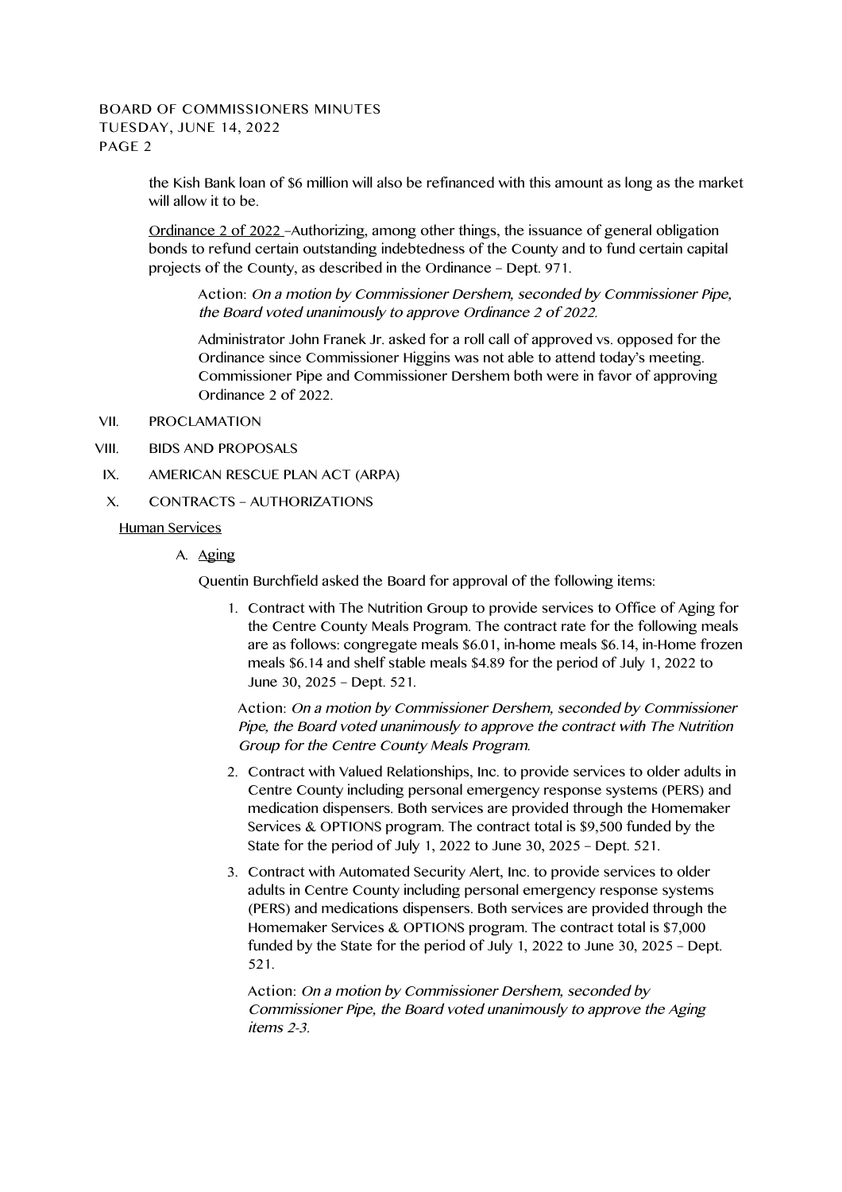the Kish Bank loan of $6 million will also be refinanced with this amount as long as the market will allow it to be.

Ordinance 2 of 2022 –Authorizing, among other things, the issuance of general obligation bonds to refund certain outstanding indebtedness of the County and to fund certain capital projects of the County, as described in the Ordinance – Dept. 971.

Action: *On a motion by Commissioner Dershem, seconded by Commissioner Pipe, the Board voted unanimously to approve Ordinance 2 of 2022.*

Administrator John Franek Jr. asked for a roll call of approved vs. opposed for the Ordinance since Commissioner Higgins was not able to attend today's meeting. Commissioner Pipe and Commissioner Dershem both were in favor of approving Ordinance 2 of 2022.

VII. PROCLAMATION

VIII. BIDS AND PROPOSALS

IX. AMERICAN RESCUE PLAN ACT (ARPA)

X. CONTRACTS – AUTHORIZATIONS

Human Services

A. Aging

Quentin Burchfield asked the Board for approval of the following items:

1. Contract with The Nutrition Group to provide services to Office of Aging for the Centre County Meals Program. The contract rate for the following meals are as follows: congregate meals $6.01, in-home meals $6.14, in-Home frozen meals $6.14 and shelf stable meals $4.89 for the period of July 1, 2022 to June 30, 2025 – Dept. 521.

   Action: *On a motion by Commissioner Dershem, seconded by Commissioner Pipe, the Board voted unanimously to approve the contract with The Nutrition Group for the Centre County Meals Program.*

2. Contract with Valued Relationships, Inc. to provide services to older adults in Centre County including personal emergency response systems (PERS) and medication dispensers. Both services are provided through the Homemaker Services & OPTIONS program. The contract total is $9,500 funded by the State for the period of July 1, 2022 to June 30, 2025 – Dept. 521.

3. Contract with Automated Security Alert, Inc. to provide services to older adults in Centre County including personal emergency response systems (PERS) and medications dispensers. Both services are provided through the Homemaker Services & OPTIONS program. The contract total is $7,000 funded by the State for the period of July 1, 2022 to June 30, 2025 – Dept. 521.

   Action: *On a motion by Commissioner Dershem, seconded by Commissioner Pipe, the Board voted unanimously to approve the Aging items 2-3.*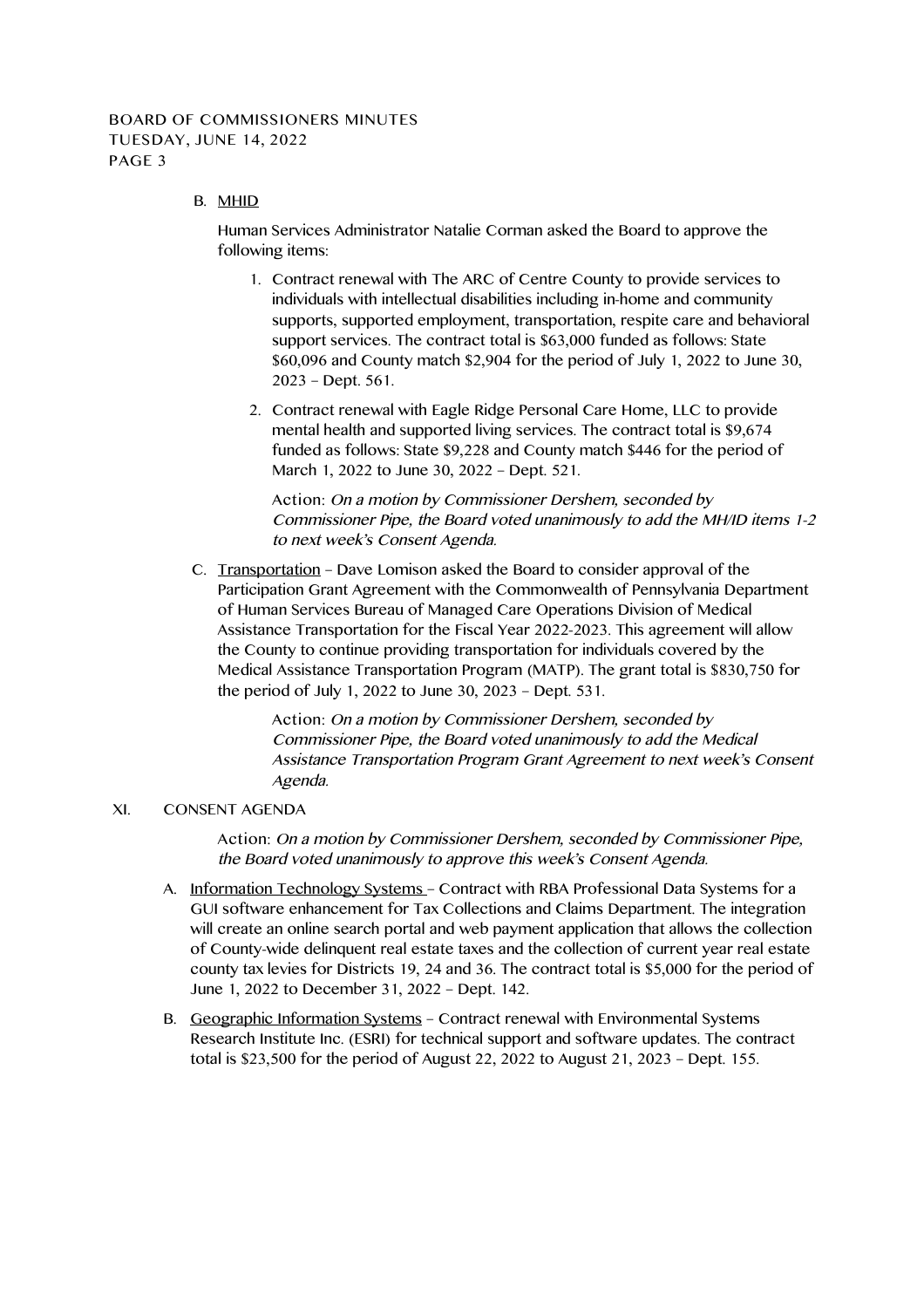B. <u>MHID</u>

Human Services Administrator Natalie Corman asked the Board to approve the following items:

1. Contract renewal with The ARC of Centre County to provide services to individuals with intellectual disabilities including in-home and community supports, supported employment, transportation, respite care and behavioral support services. The contract total is $63,000 funded as follows: State $60,096 and County match $2,904 for the period of July 1, 2022 to June 30, 2023 – Dept. 561.
2. Contract renewal with Eagle Ridge Personal Care Home, LLC to provide mental health and supported living services. The contract total is $9,674 funded as follows: State $9,228 and County match $446 for the period of March 1, 2022 to June 30, 2022 – Dept. 521.

Action: *On a motion by Commissioner Dershem, seconded by Commissioner Pipe, the Board voted unanimously to add the MH/ID items 1-2 to next week's Consent Agenda.*

C. <u>Transportation</u> – Dave Lomison asked the Board to consider approval of the Participation Grant Agreement with the Commonwealth of Pennsylvania Department of Human Services Bureau of Managed Care Operations Division of Medical Assistance Transportation for the Fiscal Year 2022-2023. This agreement will allow the County to continue providing transportation for individuals covered by the Medical Assistance Transportation Program (MATP). The grant total is $830,750 for the period of July 1, 2022 to June 30, 2023 – Dept. 531.

Action: *On a motion by Commissioner Dershem, seconded by Commissioner Pipe, the Board voted unanimously to add the Medical Assistance Transportation Program Grant Agreement to next week's Consent Agenda.*

XI. CONSENT AGENDA

Action: *On a motion by Commissioner Dershem, seconded by Commissioner Pipe, the Board voted unanimously to approve this week's Consent Agenda.*

A. <u>Information Technology Systems</u> – Contract with RBA Professional Data Systems for a GUI software enhancement for Tax Collections and Claims Department. The integration will create an online search portal and web payment application that allows the collection of County-wide delinquent real estate taxes and the collection of current year real estate county tax levies for Districts 19, 24 and 36. The contract total is $5,000 for the period of June 1, 2022 to December 31, 2022 – Dept. 142.

B. <u>Geographic Information Systems</u> – Contract renewal with Environmental Systems Research Institute Inc. (ESRI) for technical support and software updates. The contract total is $23,500 for the period of August 22, 2022 to August 21, 2023 – Dept. 155.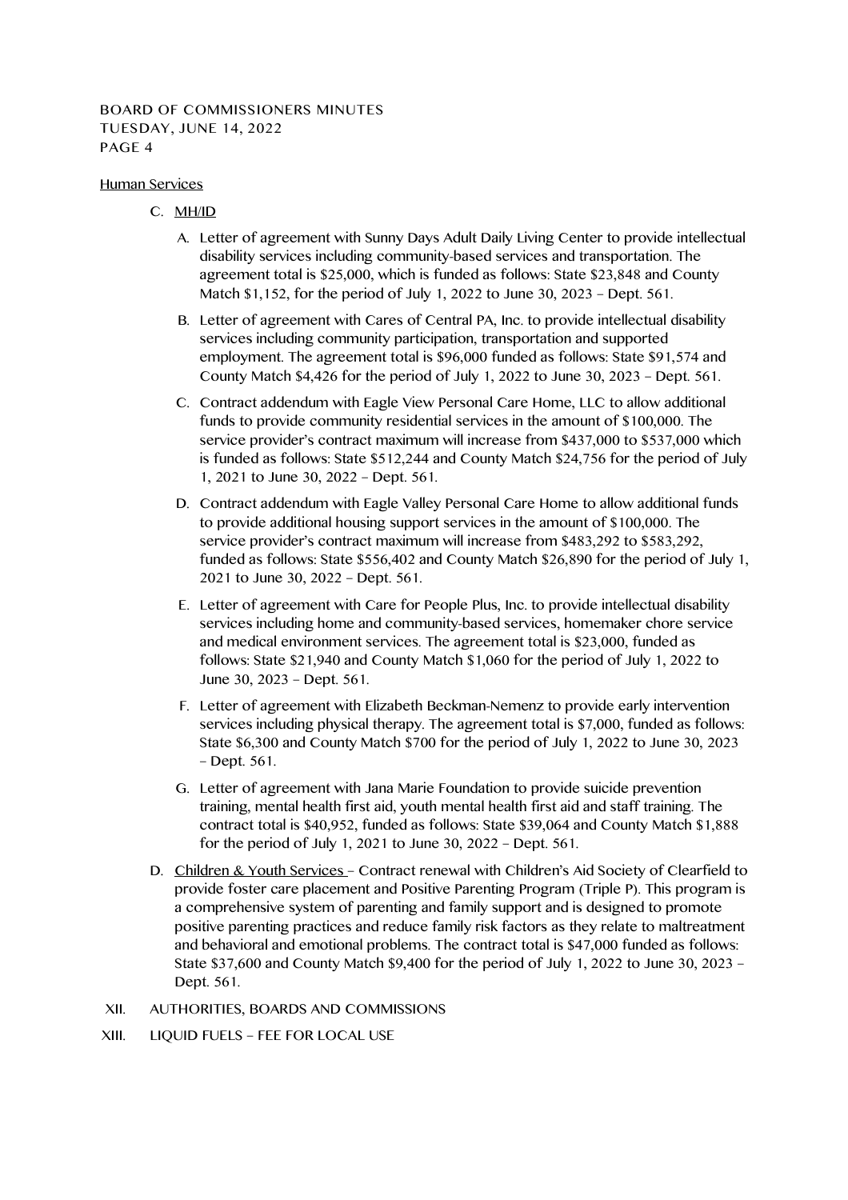Human Services

C. MH/ID

A. Letter of agreement with Sunny Days Adult Daily Living Center to provide intellectual disability services including community-based services and transportation. The agreement total is $25,000, which is funded as follows: State $23,848 and County Match $1,152, for the period of July 1, 2022 to June 30, 2023 – Dept. 561.

B. Letter of agreement with Cares of Central PA, Inc. to provide intellectual disability services including community participation, transportation and supported employment. The agreement total is $96,000 funded as follows: State $91,574 and County Match $4,426 for the period of July 1, 2022 to June 30, 2023 – Dept. 561.

C. Contract addendum with Eagle View Personal Care Home, LLC to allow additional funds to provide community residential services in the amount of $100,000. The service provider's contract maximum will increase from $437,000 to $537,000 which is funded as follows: State $512,244 and County Match $24,756 for the period of July 1, 2021 to June 30, 2022 – Dept. 561.

D. Contract addendum with Eagle Valley Personal Care Home to allow additional funds to provide additional housing support services in the amount of $100,000. The service provider's contract maximum will increase from $483,292 to $583,292, funded as follows: State $556,402 and County Match $26,890 for the period of July 1, 2021 to June 30, 2022 – Dept. 561.

E. Letter of agreement with Care for People Plus, Inc. to provide intellectual disability services including home and community-based services, homemaker chore service and medical environment services. The agreement total is $23,000, funded as follows: State $21,940 and County Match $1,060 for the period of July 1, 2022 to June 30, 2023 – Dept. 561.

F. Letter of agreement with Elizabeth Beckman-Nemenz to provide early intervention services including physical therapy. The agreement total is $7,000, funded as follows: State $6,300 and County Match $700 for the period of July 1, 2022 to June 30, 2023 – Dept. 561.

G. Letter of agreement with Jana Marie Foundation to provide suicide prevention training, mental health first aid, youth mental health first aid and staff training. The contract total is $40,952, funded as follows: State $39,064 and County Match $1,888 for the period of July 1, 2021 to June 30, 2022 – Dept. 561.

D. Children & Youth Services – Contract renewal with Children's Aid Society of Clearfield to provide foster care placement and Positive Parenting Program (Triple P). This program is a comprehensive system of parenting and family support and is designed to promote positive parenting practices and reduce family risk factors as they relate to maltreatment and behavioral and emotional problems. The contract total is $47,000 funded as follows: State $37,600 and County Match $9,400 for the period of July 1, 2022 to June 30, 2023 – Dept. 561.

XII. AUTHORITIES, BOARDS AND COMMISSIONS

XIII. LIQUID FUELS – FEE FOR LOCAL USE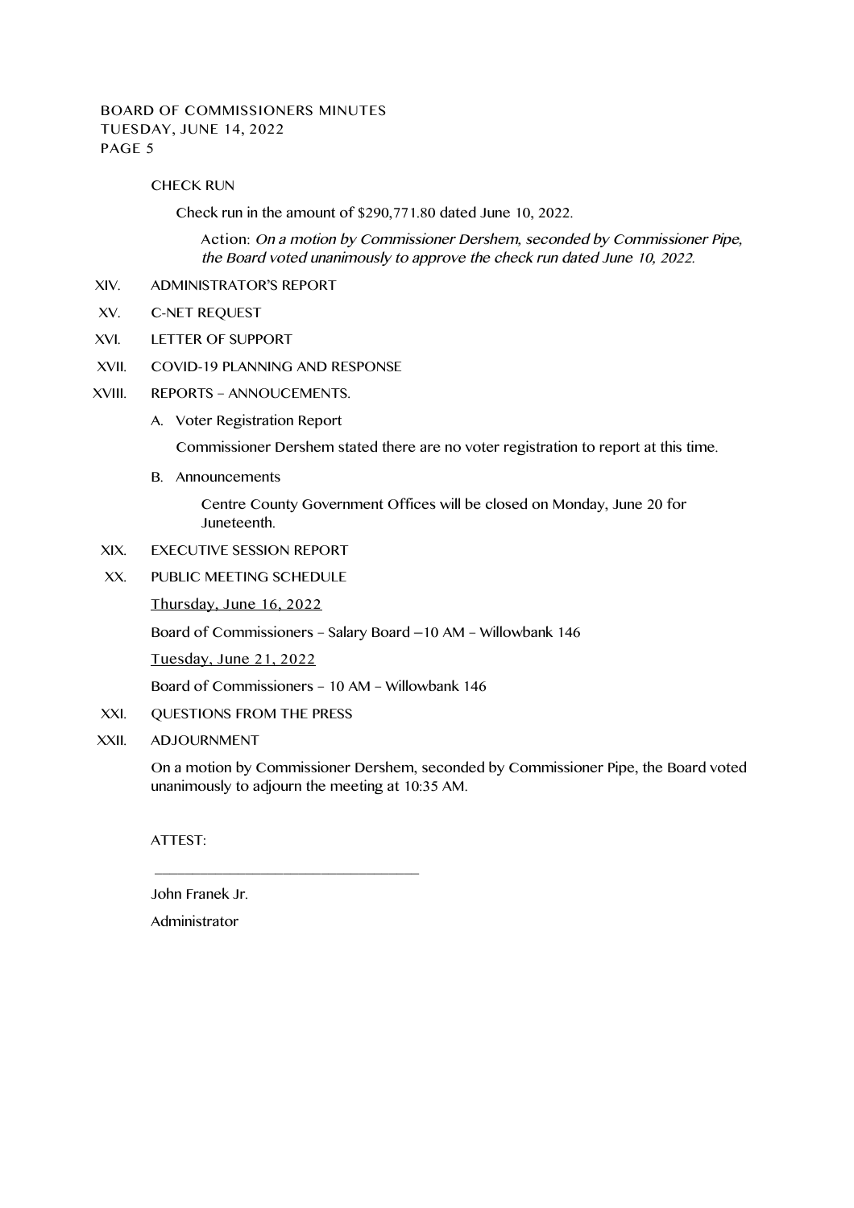CHECK RUN

Check run in the amount of $290,771.80 dated June 10, 2022.

Action: *On a motion by Commissioner Dershem, seconded by Commissioner Pipe, the Board voted unanimously to approve the check run dated June 10, 2022.*

XIV. ADMINISTRATOR'S REPORT

XV. C-NET REQUEST

XVI. LETTER OF SUPPORT

XVII. COVID-19 PLANNING AND RESPONSE

XVIII. REPORTS – ANNOUCEMENTS.

A. Voter Registration Report

Commissioner Dershem stated there are no voter registration to report at this time.

B. Announcements

Centre County Government Offices will be closed on Monday, June 20 for Juneteenth.

XIX. EXECUTIVE SESSION REPORT

XX. PUBLIC MEETING SCHEDULE

<u>Thursday, June 16, 2022</u>

Board of Commissioners – Salary Board –10 AM – Willowbank 146

<u>Tuesday, June 21, 2022</u>

Board of Commissioners – 10 AM – Willowbank 146

XXI. QUESTIONS FROM THE PRESS

XXII. ADJOURNMENT

On a motion by Commissioner Dershem, seconded by Commissioner Pipe, the Board voted unanimously to adjourn the meeting at 10:35 AM.

ATTEST:

\_\_\_\_\_\_\_\_\_\_\_\_\_\_\_\_\_\_\_\_\_\_\_\_\_\_\_\_\_\_\_\_\_\_

John Franek Jr.

Administrator